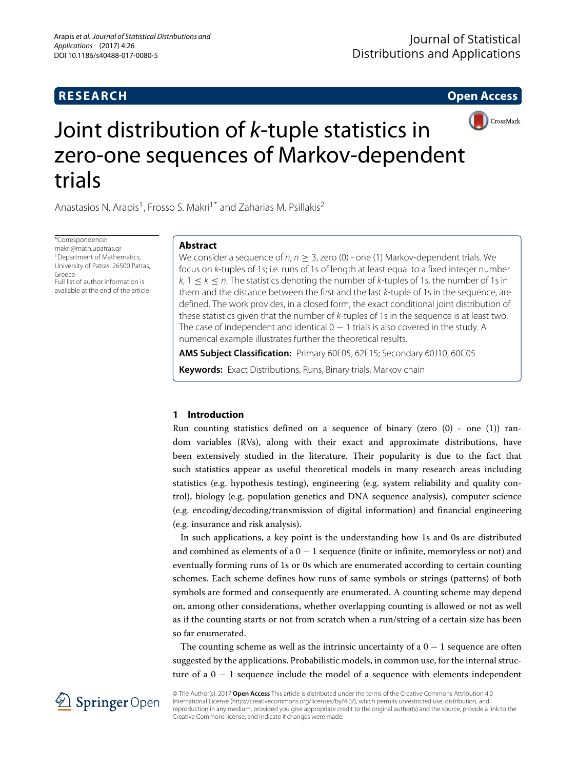**RESEARCH** **Open Access**

# Joint distribution of $k$-tuple statistics in zero-one sequences of Markov-dependent trials

Anastasios N. Arapis[1], Frosso S. Makri[1*] and Zaharias M. Psillakis[2]

*Correspondence: makri@math.upatras.gr
[1]Department of Mathematics, University of Patras, 26500 Patras, Greece
Full list of author information is available at the end of the article

## Abstract

We consider a sequence of $n$, $n \geq 3$, zero (0) - one (1) Markov-dependent trials. We focus on $k$-tuples of 1s; i.e. runs of 1s of length at least equal to a fixed integer number $k$, $1 \leq k \leq n$. The statistics denoting the number of $k$-tuples of 1s, the number of 1s in them and the distance between the first and the last $k$-tuple of 1s in the sequence, are defined. The work provides, in a closed form, the exact conditional joint distribution of these statistics given that the number of $k$-tuples of 1s in the sequence is at least two. The case of independent and identical $0-1$ trials is also covered in the study. A numerical example illustrates further the theoretical results.

**AMS Subject Classification:** Primary 60E05, 62E15; Secondary 60J10, 60C05

**Keywords:** Exact Distributions, Runs, Binary trials, Markov chain

## 1 Introduction

Run counting statistics defined on a sequence of binary (zero (0) - one (1)) random variables (RVs), along with their exact and approximate distributions, have been extensively studied in the literature. Their popularity is due to the fact that such statistics appear as useful theoretical models in many research areas including statistics (e.g. hypothesis testing), engineering (e.g. system reliability and quality control), biology (e.g. population genetics and DNA sequence analysis), computer science (e.g. encoding/decoding/transmission of digital information) and financial engineering (e.g. insurance and risk analysis).

In such applications, a key point is the understanding how 1s and 0s are distributed and combined as elements of a $0-1$ sequence (finite or infinite, memoryless or not) and eventually forming runs of 1s or 0s which are enumerated according to certain counting schemes. Each scheme defines how runs of same symbols or strings (patterns) of both symbols are formed and consequently are enumerated. A counting scheme may depend on, among other considerations, whether overlapping counting is allowed or not as well as if the counting starts or not from scratch when a run/string of a certain size has been so far enumerated.

The counting scheme as well as the intrinsic uncertainty of a $0-1$ sequence are often suggested by the applications. Probabilistic models, in common use, for the internal structure of a $0-1$ sequence include the model of a sequence with elements independent

© The Author(s). 2017 **Open Access** This article is distributed under the terms of the Creative Commons Attribution 4.0 International License (http://creativecommons.org/licenses/by/4.0/), which permits unrestricted use, distribution, and reproduction in any medium, provided you give appropriate credit to the original author(s) and the source, provide a link to the Creative Commons license, and indicate if changes were made.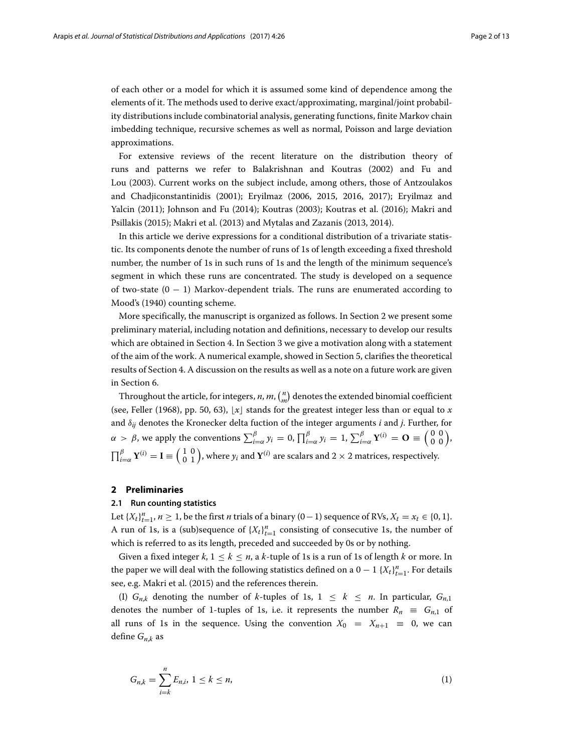of each other or a model for which it is assumed some kind of dependence among the elements of it. The methods used to derive exact/approximating, marginal/joint probability distributions include combinatorial analysis, generating functions, finite Markov chain imbedding technique, recursive schemes as well as normal, Poisson and large deviation approximations.

For extensive reviews of the recent literature on the distribution theory of runs and patterns we refer to Balakrishnan and Koutras (2002) and Fu and Lou (2003). Current works on the subject include, among others, those of Antzoulakos and Chadjiconstantinidis (2001); Eryilmaz (2006, 2015, 2016, 2017); Eryilmaz and Yalcin (2011); Johnson and Fu (2014); Koutras (2003); Koutras et al. (2016); Makri and Psillakis (2015); Makri et al. (2013) and Mytalas and Zazanis (2013, 2014).

In this article we derive expressions for a conditional distribution of a trivariate statistic. Its components denote the number of runs of 1s of length exceeding a fixed threshold number, the number of 1s in such runs of 1s and the length of the minimum sequence's segment in which these runs are concentrated. The study is developed on a sequence of two-state $(0-1)$ Markov-dependent trials. The runs are enumerated according to Mood's (1940) counting scheme.

More specifically, the manuscript is organized as follows. In Section 2 we present some preliminary material, including notation and definitions, necessary to develop our results which are obtained in Section 4. In Section 3 we give a motivation along with a statement of the aim of the work. A numerical example, showed in Section 5, clarifies the theoretical results of Section 4. A discussion on the results as well as a note on a future work are given in Section 6.

Throughout the article, for integers, $n, m$, $\binom{n}{m}$ denotes the extended binomial coefficient (see, Feller (1968), pp. 50, 63), $\lfloor x \rfloor$ stands for the greatest integer less than or equal to $x$ and $\delta_{ij}$ denotes the Kronecker delta fuction of the integer arguments $i$ and $j$. Further, for $\alpha > \beta$, we apply the conventions $\sum_{i=\alpha}^{\beta} y_i = 0$, $\prod_{i=\alpha}^{\beta} y_i = 1$, $\sum_{i=\alpha}^{\beta} \mathbf{Y}^{(i)} = \mathbf{O} \equiv \begin{pmatrix} 0 & 0 \\ 0 & 0 \end{pmatrix}$, $\prod_{i=\alpha}^{\beta} \mathbf{Y}^{(i)} = \mathbf{I} \equiv \begin{pmatrix} 1 & 0 \\ 0 & 1 \end{pmatrix}$, where $y_i$ and $\mathbf{Y}^{(i)}$ are scalars and $2 \times 2$ matrices, respectively.

## 2 Preliminaries

### 2.1 Run counting statistics

Let $\{X_t\}_{t=1}^{n}$, $n \geq 1$, be the first $n$ trials of a binary $(0-1)$ sequence of RVs, $X_t = x_t \in \{0, 1\}$. A run of 1s, is a (sub)sequence of $\{X_t\}_{t=1}^{n}$ consisting of consecutive 1s, the number of which is referred to as its length, preceded and succeeded by 0s or by nothing.

Given a fixed integer $k$, $1 \leq k \leq n$, a $k$-tuple of 1s is a run of 1s of length $k$ or more. In the paper we will deal with the following statistics defined on a $0-1$ $\{X_t\}_{t=1}^{n}$. For details see, e.g. Makri et al. (2015) and the references therein.

(I) $G_{n,k}$ denoting the number of $k$-tuples of 1s, $1 \leq k \leq n$. In particular, $G_{n,1}$ denotes the number of 1-tuples of 1s, i.e. it represents the number $R_n \equiv G_{n,1}$ of all runs of 1s in the sequence. Using the convention $X_0 = X_{n+1} \equiv 0$, we can define $G_{n,k}$ as

$$G_{n,k} = \sum_{i=k}^{n} E_{n,i},\ 1 \leq k \leq n, \tag{1}$$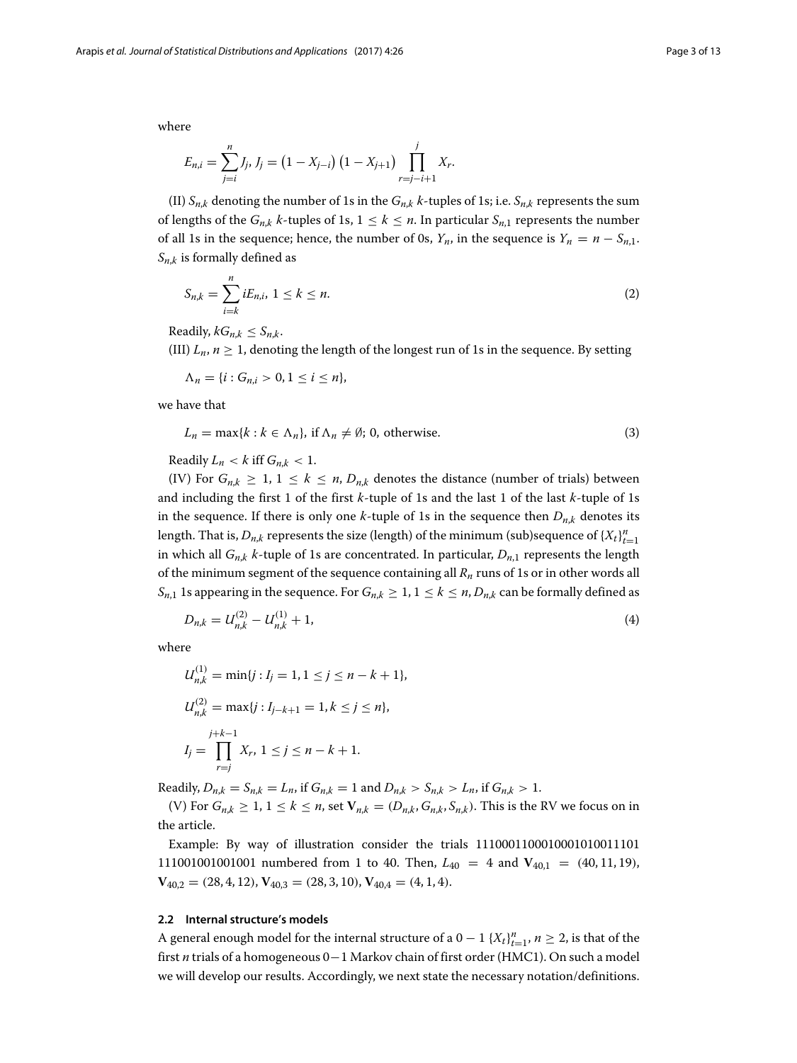where

$$E_{n,i} = \sum_{j=i}^{n} J_j,\ J_j = \left(1 - X_{j-i}\right)\left(1 - X_{j+1}\right) \prod_{r=j-i+1}^{j} X_r.$$

(II) $S_{n,k}$ denoting the number of 1s in the $G_{n,k}$ $k$-tuples of 1s; i.e. $S_{n,k}$ represents the sum of lengths of the $G_{n,k}$ $k$-tuples of 1s, $1 \le k \le n$. In particular $S_{n,1}$ represents the number of all 1s in the sequence; hence, the number of 0s, $Y_n$, in the sequence is $Y_n = n - S_{n,1}$. $S_{n,k}$ is formally defined as

$$S_{n,k} = \sum_{i=k}^{n} iE_{n,i},\ 1 \le k \le n. \tag{2}$$

Readily, $kG_{n,k} \le S_{n,k}$.

(III) $L_n$, $n \ge 1$, denoting the length of the longest run of 1s in the sequence. By setting

$$\Lambda_n = \{i : G_{n,i} > 0, 1 \le i \le n\},$$

we have that

$$L_n = \max\{k : k \in \Lambda_n\},\ \text{if}\ \Lambda_n \ne \emptyset;\ 0,\ \text{otherwise}. \tag{3}$$

Readily $L_n < k$ iff $G_{n,k} < 1$.

(IV) For $G_{n,k} \ge 1$, $1 \le k \le n$, $D_{n,k}$ denotes the distance (number of trials) between and including the first 1 of the first $k$-tuple of 1s and the last 1 of the last $k$-tuple of 1s in the sequence. If there is only one $k$-tuple of 1s in the sequence then $D_{n,k}$ denotes its length. That is, $D_{n,k}$ represents the size (length) of the minimum (sub)sequence of $\{X_t\}_{t=1}^{n}$ in which all $G_{n,k}$ $k$-tuple of 1s are concentrated. In particular, $D_{n,1}$ represents the length of the minimum segment of the sequence containing all $R_n$ runs of 1s or in other words all $S_{n,1}$ 1s appearing in the sequence. For $G_{n,k} \ge 1$, $1 \le k \le n$, $D_{n,k}$ can be formally defined as

$$D_{n,k} = U_{n,k}^{(2)} - U_{n,k}^{(1)} + 1, \tag{4}$$

where

$$U_{n,k}^{(1)} = \min\{j : I_j = 1, 1 \le j \le n - k + 1\},$$

$$U_{n,k}^{(2)} = \max\{j : I_{j-k+1} = 1, k \le j \le n\},$$

$$I_j = \prod_{r=j}^{j+k-1} X_r,\ 1 \le j \le n - k + 1.$$

Readily, $D_{n,k} = S_{n,k} = L_n$, if $G_{n,k} = 1$ and $D_{n,k} > S_{n,k} > L_n$, if $G_{n,k} > 1$.

(V) For $G_{n,k} \ge 1$, $1 \le k \le n$, set $\mathbf{V}_{n,k} = (D_{n,k}, G_{n,k}, S_{n,k})$. This is the RV we focus on in the article.

Example: By way of illustration consider the trials 1110001100010001010011101 111001001001001 numbered from 1 to 40. Then, $L_{40} = 4$ and $\mathbf{V}_{40,1} = (40, 11, 19)$, $\mathbf{V}_{40,2} = (28, 4, 12)$, $\mathbf{V}_{40,3} = (28, 3, 10)$, $\mathbf{V}_{40,4} = (4, 1, 4)$.

### 2.2 Internal structure's models

A general enough model for the internal structure of a $0-1$ $\{X_t\}_{t=1}^{n}$, $n \ge 2$, is that of the first $n$ trials of a homogeneous $0-1$ Markov chain of first order (HMC1). On such a model we will develop our results. Accordingly, we next state the necessary notation/definitions.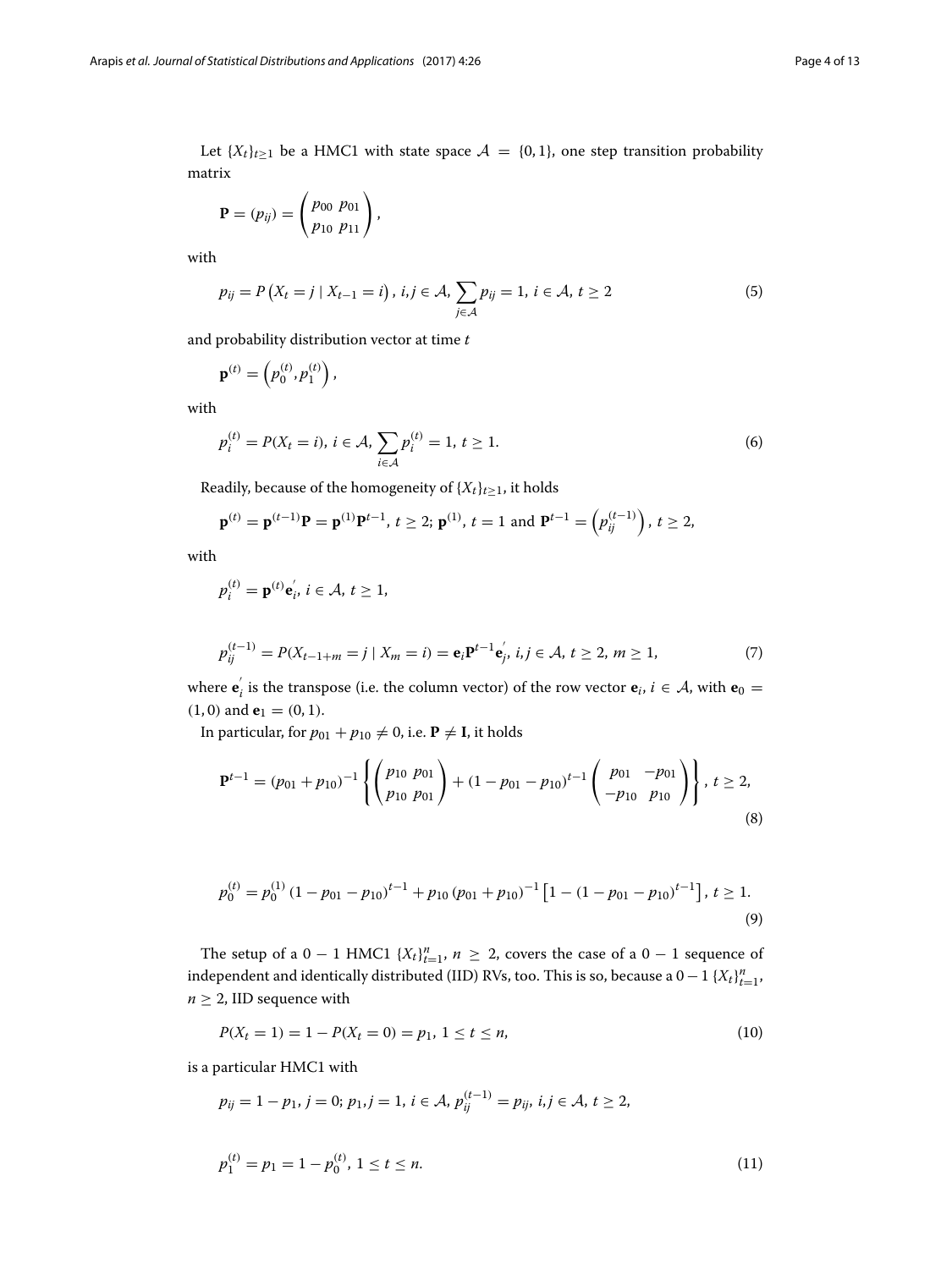Let $\{X_t\}_{t\geq 1}$ be a HMC1 with state space $\mathcal{A} = \{0, 1\}$, one step transition probability matrix

$$\mathbf{P} = (p_{ij}) = \begin{pmatrix} p_{00} & p_{01} \\ p_{10} & p_{11} \end{pmatrix},$$

with

$$p_{ij} = P\left(X_t = j \mid X_{t-1} = i\right),\ i,j \in \mathcal{A},\ \sum_{j\in\mathcal{A}} p_{ij} = 1,\ i \in \mathcal{A},\ t \geq 2 \tag{5}$$

and probability distribution vector at time $t$

$$\mathbf{p}^{(t)} = \left(p_0^{(t)}, p_1^{(t)}\right),$$

with

$$p_i^{(t)} = P(X_t = i),\ i \in \mathcal{A},\ \sum_{i\in\mathcal{A}} p_i^{(t)} = 1,\ t \geq 1. \tag{6}$$

Readily, because of the homogeneity of $\{X_t\}_{t\geq 1}$, it holds

$$\mathbf{p}^{(t)} = \mathbf{p}^{(t-1)}\mathbf{P} = \mathbf{p}^{(1)}\mathbf{P}^{t-1},\ t \geq 2;\ \mathbf{p}^{(1)},\ t = 1 \text{ and } \mathbf{P}^{t-1} = \left(p_{ij}^{(t-1)}\right),\ t \geq 2,$$

with

$$p_i^{(t)} = \mathbf{p}^{(t)}\mathbf{e}_i^{'},\ i \in \mathcal{A},\ t \geq 1,$$

$$p_{ij}^{(t-1)} = P(X_{t-1+m} = j \mid X_m = i) = \mathbf{e}_i\mathbf{P}^{t-1}\mathbf{e}_j^{'},\ i,j \in \mathcal{A},\ t \geq 2,\ m \geq 1, \tag{7}$$

where $\mathbf{e}_i^{'}$ is the transpose (i.e. the column vector) of the row vector $\mathbf{e}_i$, $i \in \mathcal{A}$, with $\mathbf{e}_0 = (1, 0)$ and $\mathbf{e}_1 = (0, 1)$.

In particular, for $p_{01} + p_{10} \neq 0$, i.e. $\mathbf{P} \neq \mathbf{I}$, it holds

$$\mathbf{P}^{t-1} = (p_{01} + p_{10})^{-1}\left\{\begin{pmatrix} p_{10} & p_{01} \\ p_{10} & p_{01} \end{pmatrix} + (1 - p_{01} - p_{10})^{t-1}\begin{pmatrix} p_{01} & -p_{01} \\ -p_{10} & p_{10} \end{pmatrix}\right\},\ t \geq 2, \tag{8}$$

$$p_0^{(t)} = p_0^{(1)}\left(1 - p_{01} - p_{10}\right)^{t-1} + p_{10}\left(p_{01} + p_{10}\right)^{-1}\left[1 - \left(1 - p_{01} - p_{10}\right)^{t-1}\right],\ t \geq 1. \tag{9}$$

The setup of a $0-1$ HMC1 $\{X_t\}_{t=1}^n$, $n \geq 2$, covers the case of a $0-1$ sequence of independent and identically distributed (IID) RVs, too. This is so, because a $0-1$ $\{X_t\}_{t=1}^n$, $n \geq 2$, IID sequence with

$$P(X_t = 1) = 1 - P(X_t = 0) = p_1,\ 1 \leq t \leq n, \tag{10}$$

is a particular HMC1 with

$$p_{ij} = 1 - p_1,\ j = 0;\ p_1, j = 1,\ i \in \mathcal{A},\ p_{ij}^{(t-1)} = p_{ij},\ i,j \in \mathcal{A},\ t \geq 2,$$

$$p_1^{(t)} = p_1 = 1 - p_0^{(t)},\ 1 \leq t \leq n. \tag{11}$$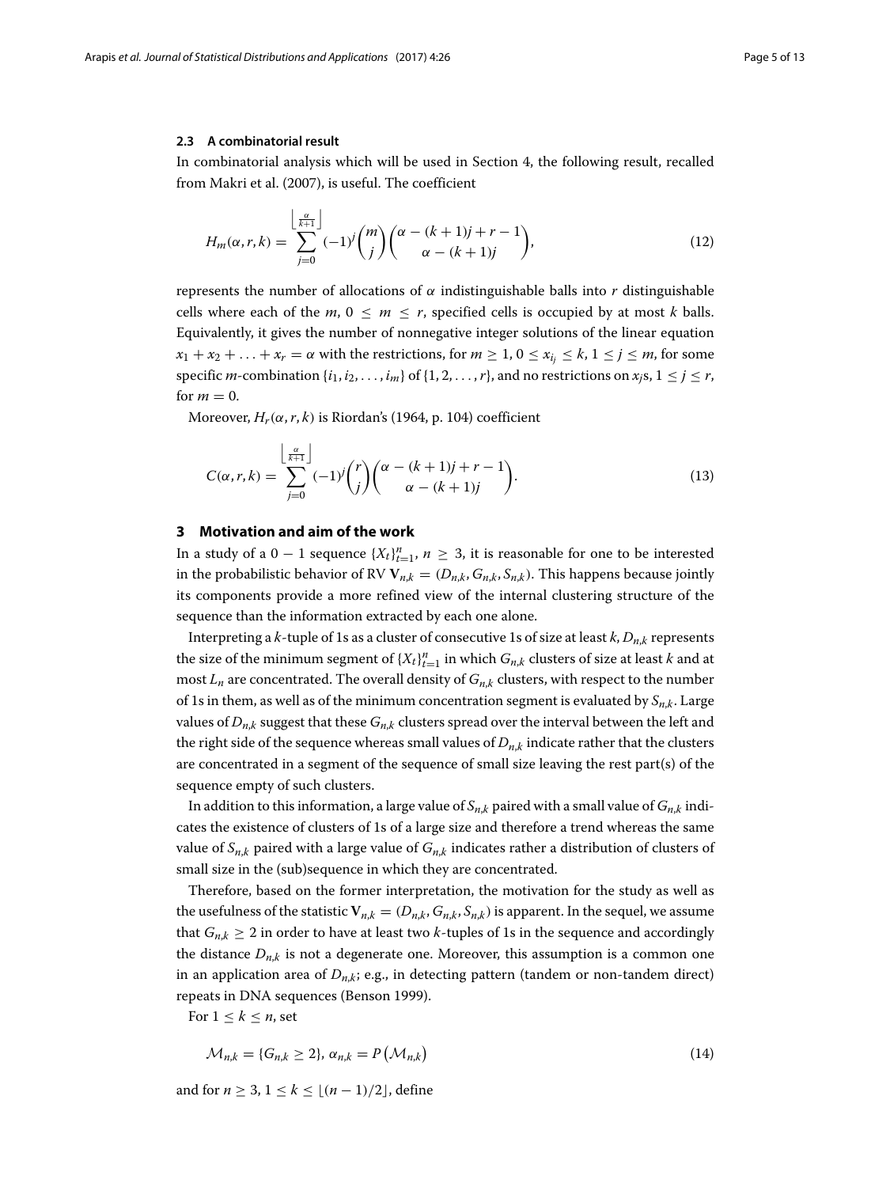### 2.3 A combinatorial result

In combinatorial analysis which will be used in Section 4, the following result, recalled from Makri et al. (2007), is useful. The coefficient

$$H_m(\alpha, r, k) = \sum_{j=0}^{\left\lfloor \frac{\alpha}{k+1} \right\rfloor} (-1)^j \binom{m}{j} \binom{\alpha - (k+1)j + r - 1}{\alpha - (k+1)j}, \tag{12}$$

represents the number of allocations of $\alpha$ indistinguishable balls into $r$ distinguishable cells where each of the $m$, $0 \leq m \leq r$, specified cells is occupied by at most $k$ balls. Equivalently, it gives the number of nonnegative integer solutions of the linear equation $x_1 + x_2 + \ldots + x_r = \alpha$ with the restrictions, for $m \geq 1$, $0 \leq x_{i_j} \leq k$, $1 \leq j \leq m$, for some specific $m$-combination $\{i_1, i_2, \ldots, i_m\}$ of $\{1, 2, \ldots, r\}$, and no restrictions on $x_j$s, $1 \leq j \leq r$, for $m = 0$.

Moreover, $H_r(\alpha, r, k)$ is Riordan's (1964, p. 104) coefficient

$$C(\alpha, r, k) = \sum_{j=0}^{\left\lfloor \frac{\alpha}{k+1} \right\rfloor} (-1)^j \binom{r}{j} \binom{\alpha - (k+1)j + r - 1}{\alpha - (k+1)j}. \tag{13}$$

## 3 Motivation and aim of the work

In a study of a $0-1$ sequence $\{X_t\}_{t=1}^n$, $n \geq 3$, it is reasonable for one to be interested in the probabilistic behavior of RV $\mathbf{V}_{n,k} = (D_{n,k}, G_{n,k}, S_{n,k})$. This happens because jointly its components provide a more refined view of the internal clustering structure of the sequence than the information extracted by each one alone.

Interpreting a $k$-tuple of 1s as a cluster of consecutive 1s of size at least $k$, $D_{n,k}$ represents the size of the minimum segment of $\{X_t\}_{t=1}^n$ in which $G_{n,k}$ clusters of size at least $k$ and at most $L_n$ are concentrated. The overall density of $G_{n,k}$ clusters, with respect to the number of 1s in them, as well as of the minimum concentration segment is evaluated by $S_{n,k}$. Large values of $D_{n,k}$ suggest that these $G_{n,k}$ clusters spread over the interval between the left and the right side of the sequence whereas small values of $D_{n,k}$ indicate rather that the clusters are concentrated in a segment of the sequence of small size leaving the rest part(s) of the sequence empty of such clusters.

In addition to this information, a large value of $S_{n,k}$ paired with a small value of $G_{n,k}$ indicates the existence of clusters of 1s of a large size and therefore a trend whereas the same value of $S_{n,k}$ paired with a large value of $G_{n,k}$ indicates rather a distribution of clusters of small size in the (sub)sequence in which they are concentrated.

Therefore, based on the former interpretation, the motivation for the study as well as the usefulness of the statistic $\mathbf{V}_{n,k} = (D_{n,k}, G_{n,k}, S_{n,k})$ is apparent. In the sequel, we assume that $G_{n,k} \geq 2$ in order to have at least two $k$-tuples of 1s in the sequence and accordingly the distance $D_{n,k}$ is not a degenerate one. Moreover, this assumption is a common one in an application area of $D_{n,k}$; e.g., in detecting pattern (tandem or non-tandem direct) repeats in DNA sequences (Benson 1999).

For $1 \leq k \leq n$, set

$$\mathcal{M}_{n,k} = \{G_{n,k} \geq 2\}, \; \alpha_{n,k} = P\left(\mathcal{M}_{n,k}\right) \tag{14}$$

and for $n \geq 3$, $1 \leq k \leq \lfloor (n-1)/2 \rfloor$, define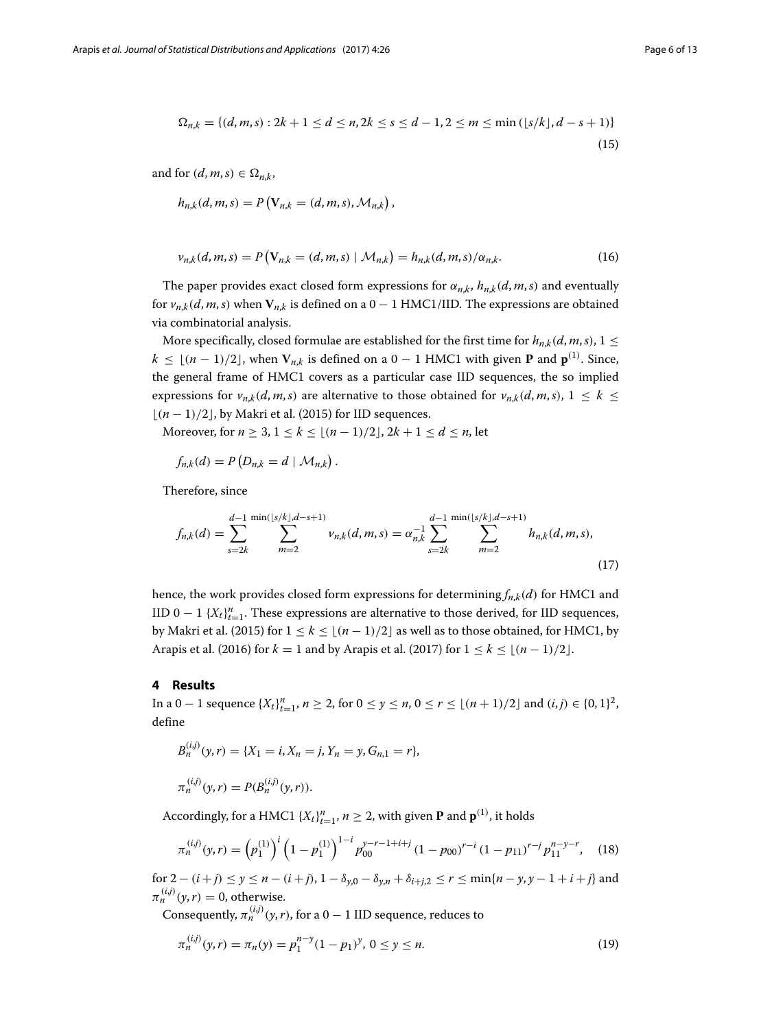$$\Omega_{n,k} = \{(d,m,s) : 2k+1 \leq d \leq n, 2k \leq s \leq d-1, 2 \leq m \leq \min\left(\lfloor s/k \rfloor, d-s+1\right)\} \tag{15}$$

and for $(d,m,s) \in \Omega_{n,k}$,

$$h_{n,k}(d,m,s) = P\left(\mathbf{V}_{n,k} = (d,m,s), \mathcal{M}_{n,k}\right),$$

$$v_{n,k}(d,m,s) = P\left(\mathbf{V}_{n,k} = (d,m,s) \mid \mathcal{M}_{n,k}\right) = h_{n,k}(d,m,s)/\alpha_{n,k}. \tag{16}$$

The paper provides exact closed form expressions for $\alpha_{n,k}$, $h_{n,k}(d,m,s)$ and eventually for $v_{n,k}(d,m,s)$ when $\mathbf{V}_{n,k}$ is defined on a $0-1$ HMC1/IID. The expressions are obtained via combinatorial analysis.

More specifically, closed formulae are established for the first time for $h_{n,k}(d,m,s)$, $1 \leq k \leq \lfloor (n-1)/2 \rfloor$, when $\mathbf{V}_{n,k}$ is defined on a $0-1$ HMC1 with given $\mathbf{P}$ and $\mathbf{p}^{(1)}$. Since, the general frame of HMC1 covers as a particular case IID sequences, the so implied expressions for $v_{n,k}(d,m,s)$ are alternative to those obtained for $v_{n,k}(d,m,s)$, $1 \leq k \leq \lfloor (n-1)/2 \rfloor$, by Makri et al. (2015) for IID sequences.

Moreover, for $n \geq 3$, $1 \leq k \leq \lfloor (n-1)/2 \rfloor$, $2k+1 \leq d \leq n$, let

$$f_{n,k}(d) = P\left(D_{n,k} = d \mid \mathcal{M}_{n,k}\right).$$

Therefore, since

$$f_{n,k}(d) = \sum_{s=2k}^{d-1} \sum_{m=2}^{\min(\lfloor s/k \rfloor, d-s+1)} v_{n,k}(d,m,s) = \alpha_{n,k}^{-1} \sum_{s=2k}^{d-1} \sum_{m=2}^{\min(\lfloor s/k \rfloor, d-s+1)} h_{n,k}(d,m,s), \tag{17}$$

hence, the work provides closed form expressions for determining $f_{n,k}(d)$ for HMC1 and IID $0-1$ $\{X_t\}_{t=1}^n$. These expressions are alternative to those derived, for IID sequences, by Makri et al. (2015) for $1 \leq k \leq \lfloor (n-1)/2 \rfloor$ as well as to those obtained, for HMC1, by Arapis et al. (2016) for $k=1$ and by Arapis et al. (2017) for $1 \leq k \leq \lfloor (n-1)/2 \rfloor$.

## 4 Results

In a $0-1$ sequence $\{X_t\}_{t=1}^n$, $n \geq 2$, for $0 \leq y \leq n$, $0 \leq r \leq \lfloor (n+1)/2 \rfloor$ and $(i,j) \in \{0,1\}^2$, define

$$B_n^{(i,j)}(y,r) = \{X_1 = i, X_n = j, Y_n = y, G_{n,1} = r\},$$

$$\pi_n^{(i,j)}(y,r) = P(B_n^{(i,j)}(y,r)).$$

Accordingly, for a HMC1 $\{X_t\}_{t=1}^n$, $n \geq 2$, with given $\mathbf{P}$ and $\mathbf{p}^{(1)}$, it holds

$$\pi_n^{(i,j)}(y,r) = \left(p_1^{(1)}\right)^i \left(1 - p_1^{(1)}\right)^{1-i} p_{00}^{y-r-1+i+j} \left(1 - p_{00}\right)^{r-i} \left(1 - p_{11}\right)^{r-j} p_{11}^{n-y-r}, \tag{18}$$

for $2-(i+j) \leq y \leq n-(i+j)$, $1 - \delta_{y,0} - \delta_{y,n} + \delta_{i+j,2} \leq r \leq \min\{n-y, y-1+i+j\}$ and $\pi_n^{(i,j)}(y,r) = 0$, otherwise.

Consequently, $\pi_n^{(i,j)}(y,r)$, for a $0-1$ IID sequence, reduces to

$$\pi_n^{(i,j)}(y,r) = \pi_n(y) = p_1^{n-y}(1-p_1)^y, \; 0 \leq y \leq n. \tag{19}$$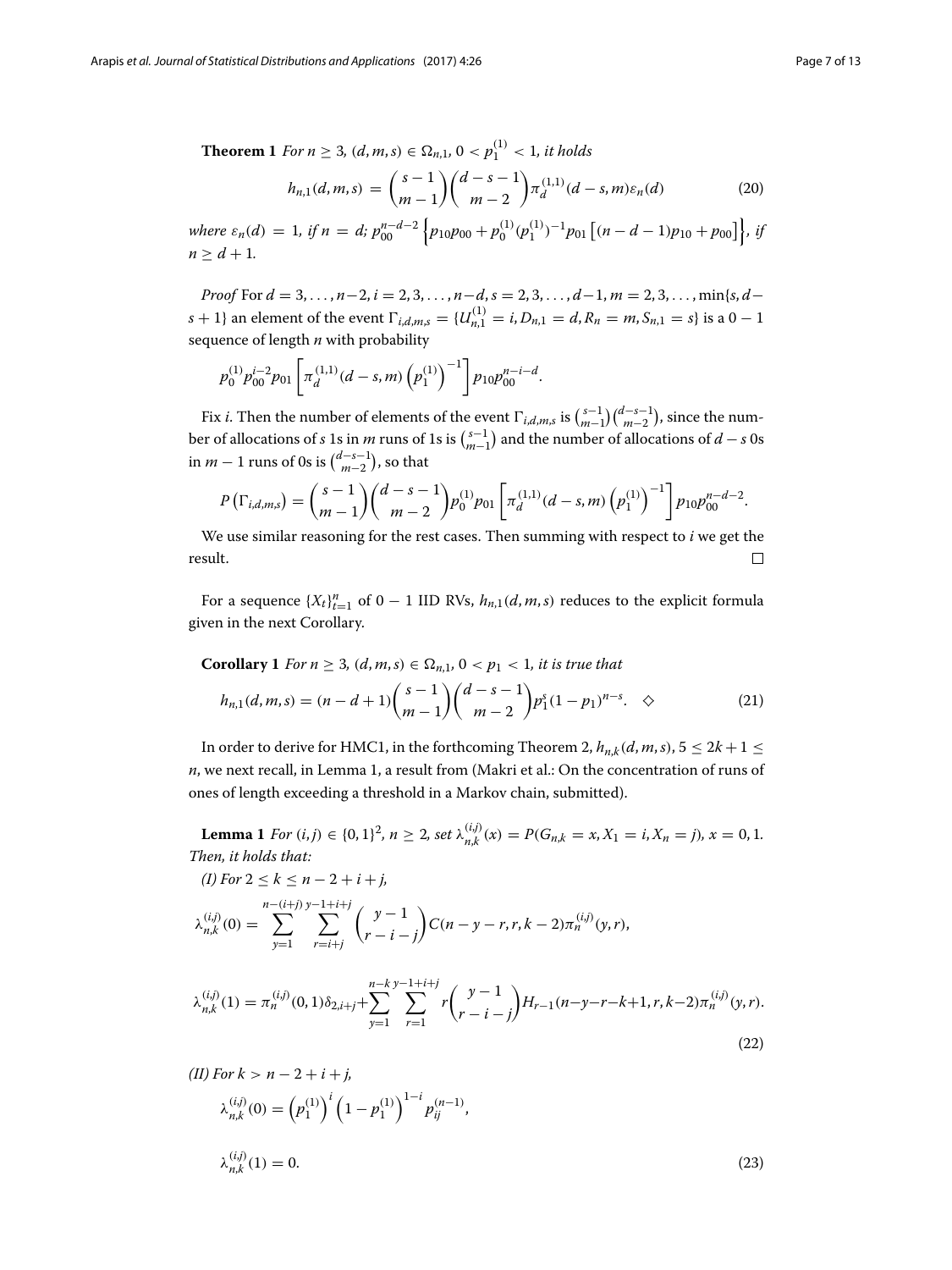**Theorem 1** *For $n \geq 3$, $(d, m, s) \in \Omega_{n,1}$, $0 < p_1^{(1)} < 1$, it holds*

$$h_{n,1}(d, m, s) = \binom{s-1}{m-1}\binom{d-s-1}{m-2}\pi_d^{(1,1)}(d-s, m)\varepsilon_n(d) \tag{20}$$

*where $\varepsilon_n(d) = 1$, if $n = d$; $p_{00}^{n-d-2}\left\{p_{10}p_{00} + p_0^{(1)}(p_1^{(1)})^{-1}p_{01}\left[(n-d-1)p_{10} + p_{00}\right]\right\}$, if $n \geq d+1$.*

*Proof* For $d = 3, \ldots, n-2$, $i = 2, 3, \ldots, n-d$, $s = 2, 3, \ldots, d-1$, $m = 2, 3, \ldots, \min\{s, d-s+1\}$ an element of the event $\Gamma_{i,d,m,s} = \{U_{n,1}^{(1)} = i, D_{n,1} = d, R_n = m, S_{n,1} = s\}$ is a $0-1$ sequence of length $n$ with probability

$$p_0^{(1)}p_{00}^{i-2}p_{01}\left[\pi_d^{(1,1)}(d-s, m)\left(p_1^{(1)}\right)^{-1}\right]p_{10}p_{00}^{n-i-d}.$$

Fix $i$. Then the number of elements of the event $\Gamma_{i,d,m,s}$ is $\binom{s-1}{m-1}\binom{d-s-1}{m-2}$, since the number of allocations of $s$ 1s in $m$ runs of 1s is $\binom{s-1}{m-1}$ and the number of allocations of $d-s$ 0s in $m-1$ runs of 0s is $\binom{d-s-1}{m-2}$, so that

$$P\left(\Gamma_{i,d,m,s}\right) = \binom{s-1}{m-1}\binom{d-s-1}{m-2}p_0^{(1)}p_{01}\left[\pi_d^{(1,1)}(d-s, m)\left(p_1^{(1)}\right)^{-1}\right]p_{10}p_{00}^{n-d-2}.$$

We use similar reasoning for the rest cases. Then summing with respect to $i$ we get the result. $\square$

For a sequence $\{X_t\}_{t=1}^n$ of $0-1$ IID RVs, $h_{n,1}(d, m, s)$ reduces to the explicit formula given in the next Corollary.

**Corollary 1** *For $n \geq 3$, $(d, m, s) \in \Omega_{n,1}$, $0 < p_1 < 1$, it is true that*

$$h_{n,1}(d, m, s) = (n-d+1)\binom{s-1}{m-1}\binom{d-s-1}{m-2}p_1^s(1-p_1)^{n-s}. \quad \diamond \tag{21}$$

In order to derive for HMC1, in the forthcoming Theorem 2, $h_{n,k}(d, m, s)$, $5 \leq 2k+1 \leq n$, we next recall, in Lemma 1, a result from (Makri et al.: On the concentration of runs of ones of length exceeding a threshold in a Markov chain, submitted).

**Lemma 1** *For $(i, j) \in \{0, 1\}^2$, $n \geq 2$, set $\lambda_{n,k}^{(i,j)}(x) = P(G_{n,k} = x, X_1 = i, X_n = j)$, $x = 0, 1$. Then, it holds that:*

*(I) For $2 \leq k \leq n-2+i+j$,*

$$\lambda_{n,k}^{(i,j)}(0) = \sum_{y=1}^{n-(i+j)}\sum_{r=i+j}^{y-1+i+j}\binom{y-1}{r-i-j}C(n-y-r, r, k-2)\pi_n^{(i,j)}(y, r),$$

$$\lambda_{n,k}^{(i,j)}(1) = \pi_n^{(i,j)}(0,1)\delta_{2,i+j} + \sum_{y=1}^{n-k}\sum_{r=1}^{y-1+i+j}r\binom{y-1}{r-i-j}H_{r-1}(n-y-r-k+1, r, k-2)\pi_n^{(i,j)}(y, r). \tag{22}$$

*(II) For $k > n-2+i+j$,*

$$\lambda_{n,k}^{(i,j)}(0) = \left(p_1^{(1)}\right)^i\left(1-p_1^{(1)}\right)^{1-i}p_{ij}^{(n-1)},$$

$$\lambda_{n,k}^{(i,j)}(1) = 0. \tag{23}$$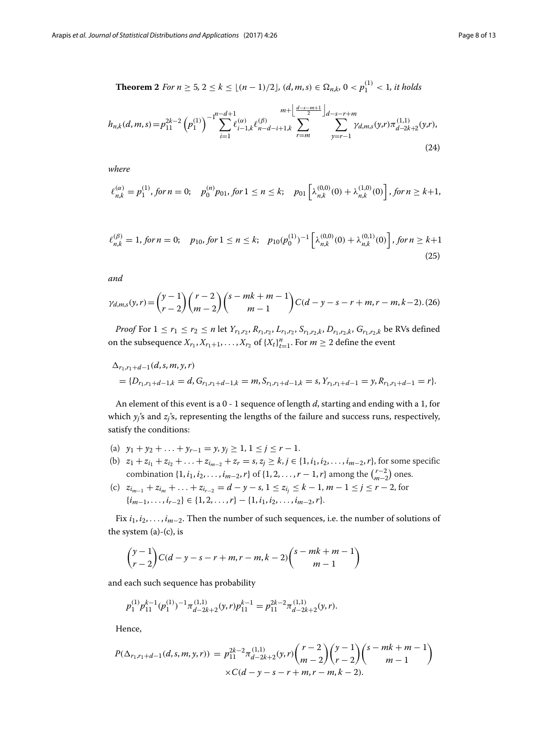**Theorem 2** *For $n \geq 5$, $2 \leq k \leq \lfloor (n-1)/2 \rfloor$, $(d, m, s) \in \Omega_{n,k}$, $0 < p_1^{(1)} < 1$, it holds*

$$h_{n,k}(d,m,s) = p_{11}^{2k-2}\left(p_1^{(1)}\right)^{-1} \sum_{i=1}^{n-d+1} \ell_{i-1,k}^{(\alpha)} \ell_{n-d-i+1,k}^{(\beta)} \sum_{r=m}^{m+\left\lfloor \frac{d-s-m+1}{2} \right\rfloor} \sum_{y=r-1}^{d-s-r+m} \gamma_{d,m,s}(y,r) \pi_{d-2k+2}^{(1,1)}(y,r), \tag{24}$$

*where*

$$\ell_{n,k}^{(\alpha)} = p_1^{(1)}, \text{ for } n = 0; \quad p_0^{(n)} p_{01}, \text{ for } 1 \leq n \leq k; \quad p_{01}\left[\lambda_{n,k}^{(0,0)}(0) + \lambda_{n,k}^{(1,0)}(0)\right], \text{ for } n \geq k+1,$$

$$\ell_{n,k}^{(\beta)} = 1, \text{ for } n = 0; \quad p_{10}, \text{ for } 1 \leq n \leq k; \quad p_{10}(p_0^{(1)})^{-1}\left[\lambda_{n,k}^{(0,0)}(0) + \lambda_{n,k}^{(0,1)}(0)\right], \text{ for } n \geq k+1 \tag{25}$$

*and*

$$\gamma_{d,m,s}(y,r) = \binom{y-1}{r-2}\binom{r-2}{m-2}\binom{s-mk+m-1}{m-1} C(d-y-s-r+m, r-m, k-2). \tag{26}$$

*Proof* For $1 \leq r_1 \leq r_2 \leq n$ let $Y_{r_1,r_2}$, $R_{r_1,r_2}$, $L_{r_1,r_2}$, $S_{r_1,r_2,k}$, $D_{r_1,r_2,k}$, $G_{r_1,r_2,k}$ be RVs defined on the subsequence $X_{r_1}, X_{r_1+1}, \ldots, X_{r_2}$ of $\{X_t\}_{t=1}^n$. For $m \geq 2$ define the event

$$\begin{aligned}
&\Delta_{r_1,r_1+d-1}(d,s,m,y,r) \\
&= \{D_{r_1,r_1+d-1,k} = d, G_{r_1,r_1+d-1,k} = m, S_{r_1,r_1+d-1,k} = s, Y_{r_1,r_1+d-1} = y, R_{r_1,r_1+d-1} = r\}.
\end{aligned}$$

An element of this event is a 0 - 1 sequence of length $d$, starting and ending with a 1, for which $y_j$'s and $z_j$'s, representing the lengths of the failure and success runs, respectively, satisfy the conditions:

(a) $y_1 + y_2 + \ldots + y_{r-1} = y$, $y_j \geq 1$, $1 \leq j \leq r-1$.

(b) $z_1 + z_{i_1} + z_{i_2} + \ldots + z_{i_{m-2}} + z_r = s$, $z_j \geq k$, $j \in \{1, i_1, i_2, \ldots, i_{m-2}, r\}$, for some specific combination $\{1, i_1, i_2, \ldots, i_{m-2}, r\}$ of $\{1, 2, \ldots, r-1, r\}$ among the $\binom{r-2}{m-2}$ ones.

(c) $z_{i_{m-1}} + z_{i_m} + \ldots + z_{i_{r-2}} = d - y - s$, $1 \leq z_{i_j} \leq k-1$, $m-1 \leq j \leq r-2$, for $\{i_{m-1}, \ldots, i_{r-2}\} \in \{1, 2, \ldots, r\} - \{1, i_1, i_2, \ldots, i_{m-2}, r\}$.

Fix $i_1, i_2, \ldots, i_{m-2}$. Then the number of such sequences, i.e. the number of solutions of the system (a)-(c), is

$$\binom{y-1}{r-2} C(d-y-s-r+m, r-m, k-2)\binom{s-mk+m-1}{m-1}$$

and each such sequence has probability

$$p_1^{(1)} p_{11}^{k-1} (p_1^{(1)})^{-1} \pi_{d-2k+2}^{(1,1)}(y,r) p_{11}^{k-1} = p_{11}^{2k-2} \pi_{d-2k+2}^{(1,1)}(y,r).$$

Hence,

$$\begin{aligned}
P(\Delta_{r_1,r_1+d-1}(d,s,m,y,r)) = \; & p_{11}^{2k-2} \pi_{d-2k+2}^{(1,1)}(y,r) \binom{r-2}{m-2}\binom{y-1}{r-2}\binom{s-mk+m-1}{m-1} \\
& \times C(d-y-s-r+m, r-m, k-2).
\end{aligned}$$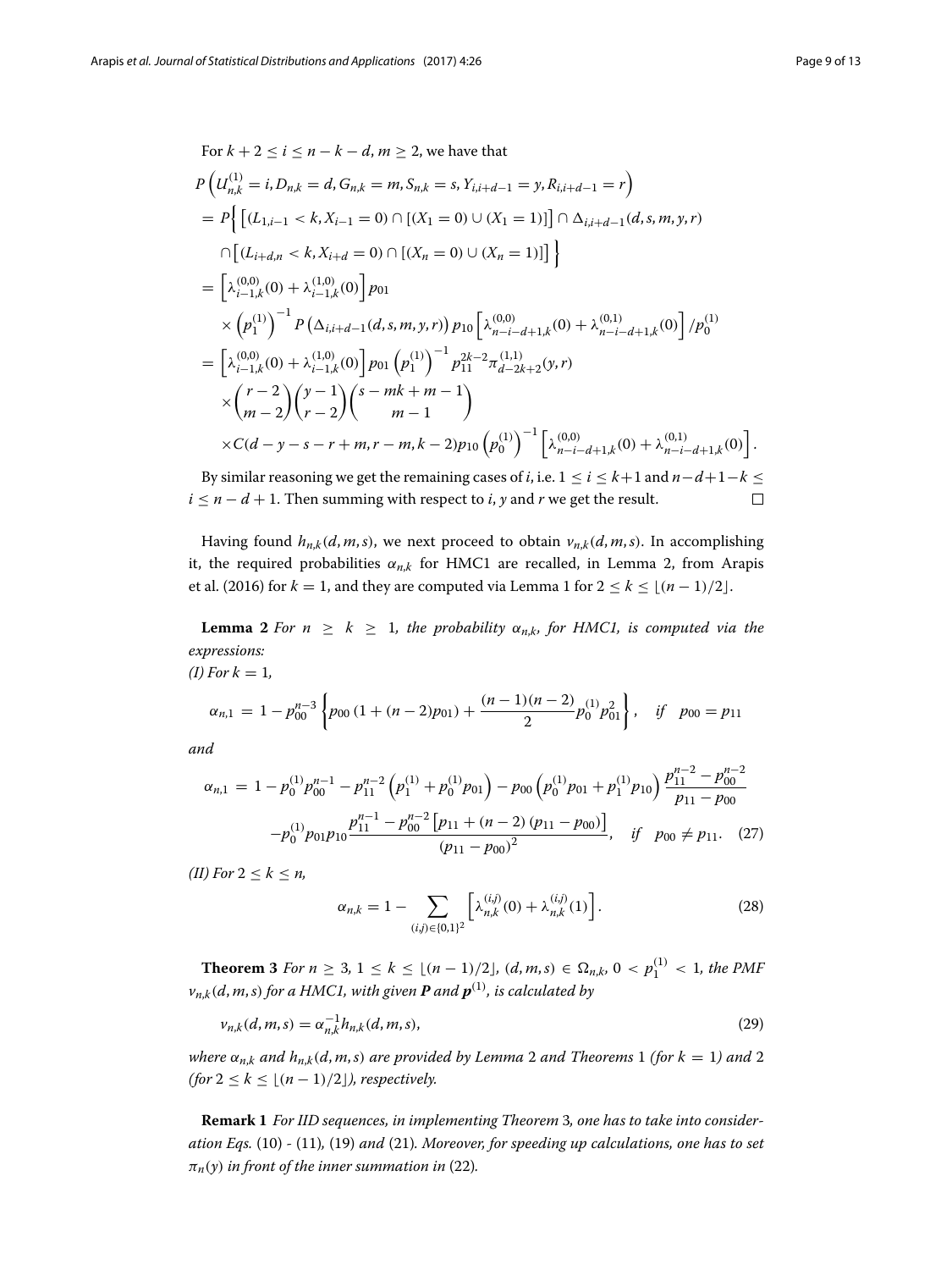For $k+2 \leq i \leq n-k-d$, $m \geq 2$, we have that

$$
\begin{aligned}
&P\left(U_{n,k}^{(1)}=i, D_{n,k}=d, G_{n,k}=m, S_{n,k}=s, Y_{i,i+d-1}=y, R_{i,i+d-1}=r\right)\\
&= P\Big\{\left[(L_{1,i-1}<k, X_{i-1}=0)\cap[(X_1=0)\cup(X_1=1)]\right]\cap\Delta_{i,i+d-1}(d,s,m,y,r)\\
&\quad\cap\left[(L_{i+d,n}<k, X_{i+d}=0)\cap[(X_n=0)\cup(X_n=1)]\right]\Big\}\\
&= \left[\lambda_{i-1,k}^{(0,0)}(0)+\lambda_{i-1,k}^{(1,0)}(0)\right]p_{01}\\
&\quad\times\left(p_1^{(1)}\right)^{-1}P\left(\Delta_{i,i+d-1}(d,s,m,y,r)\right)p_{10}\left[\lambda_{n-i-d+1,k}^{(0,0)}(0)+\lambda_{n-i-d+1,k}^{(0,1)}(0)\right]/p_0^{(1)}\\
&= \left[\lambda_{i-1,k}^{(0,0)}(0)+\lambda_{i-1,k}^{(1,0)}(0)\right]p_{01}\left(p_1^{(1)}\right)^{-1}p_{11}^{2k-2}\pi_{d-2k+2}^{(1,1)}(y,r)\\
&\quad\times\binom{r-2}{m-2}\binom{y-1}{r-2}\binom{s-mk+m-1}{m-1}\\
&\quad\times C(d-y-s-r+m, r-m, k-2)p_{10}\left(p_0^{(1)}\right)^{-1}\left[\lambda_{n-i-d+1,k}^{(0,0)}(0)+\lambda_{n-i-d+1,k}^{(0,1)}(0)\right].
\end{aligned}
$$

By similar reasoning we get the remaining cases of $i$, i.e. $1 \leq i \leq k+1$ and $n-d+1-k \leq i \leq n-d+1$. Then summing with respect to $i$, $y$ and $r$ we get the result. $\square$

Having found $h_{n,k}(d,m,s)$, we next proceed to obtain $v_{n,k}(d,m,s)$. In accomplishing it, the required probabilities $\alpha_{n,k}$ for HMC1 are recalled, in Lemma 2, from Arapis et al. (2016) for $k=1$, and they are computed via Lemma 1 for $2 \leq k \leq \lfloor (n-1)/2 \rfloor$.

**Lemma 2** *For $n \geq k \geq 1$, the probability $\alpha_{n,k}$, for HMC1, is computed via the expressions:*
*(I) For $k=1$,*

$$
\alpha_{n,1} = 1 - p_{00}^{n-3}\left\{p_{00}\left(1+(n-2)p_{01}\right)+\frac{(n-1)(n-2)}{2}p_0^{(1)}p_{01}^2\right\}, \quad \textit{if} \quad p_{00}=p_{11}
$$

*and*

$$
\begin{aligned}
\alpha_{n,1} = &\ 1 - p_0^{(1)}p_{00}^{n-1} - p_{11}^{n-2}\left(p_1^{(1)}+p_0^{(1)}p_{01}\right) - p_{00}\left(p_0^{(1)}p_{01}+p_1^{(1)}p_{10}\right)\frac{p_{11}^{n-2}-p_{00}^{n-2}}{p_{11}-p_{00}}\\
&-p_0^{(1)}p_{01}p_{10}\frac{p_{11}^{n-1}-p_{00}^{n-2}\left[p_{11}+(n-2)\left(p_{11}-p_{00}\right)\right]}{\left(p_{11}-p_{00}\right)^2}, \quad \textit{if} \quad p_{00}\neq p_{11}. \quad (27)
\end{aligned}
$$

*(II) For $2 \leq k \leq n$,*

$$
\alpha_{n,k} = 1 - \sum_{(i,j)\in\{0,1\}^2}\left[\lambda_{n,k}^{(i,j)}(0)+\lambda_{n,k}^{(i,j)}(1)\right]. \quad (28)
$$

**Theorem 3** *For $n \geq 3$, $1 \leq k \leq \lfloor (n-1)/2 \rfloor$, $(d,m,s) \in \Omega_{n,k}$, $0 < p_1^{(1)} < 1$, the PMF $v_{n,k}(d,m,s)$ for a HMC1, with given $\boldsymbol{P}$ and $\boldsymbol{p}^{(1)}$, is calculated by*

$$
v_{n,k}(d,m,s) = \alpha_{n,k}^{-1}h_{n,k}(d,m,s), \quad (29)
$$

*where $\alpha_{n,k}$ and $h_{n,k}(d,m,s)$ are provided by Lemma 2 and Theorems 1 (for $k=1$) and 2 (for $2 \leq k \leq \lfloor (n-1)/2 \rfloor$), respectively.*

**Remark 1** *For IID sequences, in implementing Theorem 3, one has to take into consideration Eqs. (10) - (11), (19) and (21). Moreover, for speeding up calculations, one has to set $\pi_n(y)$ in front of the inner summation in (22).*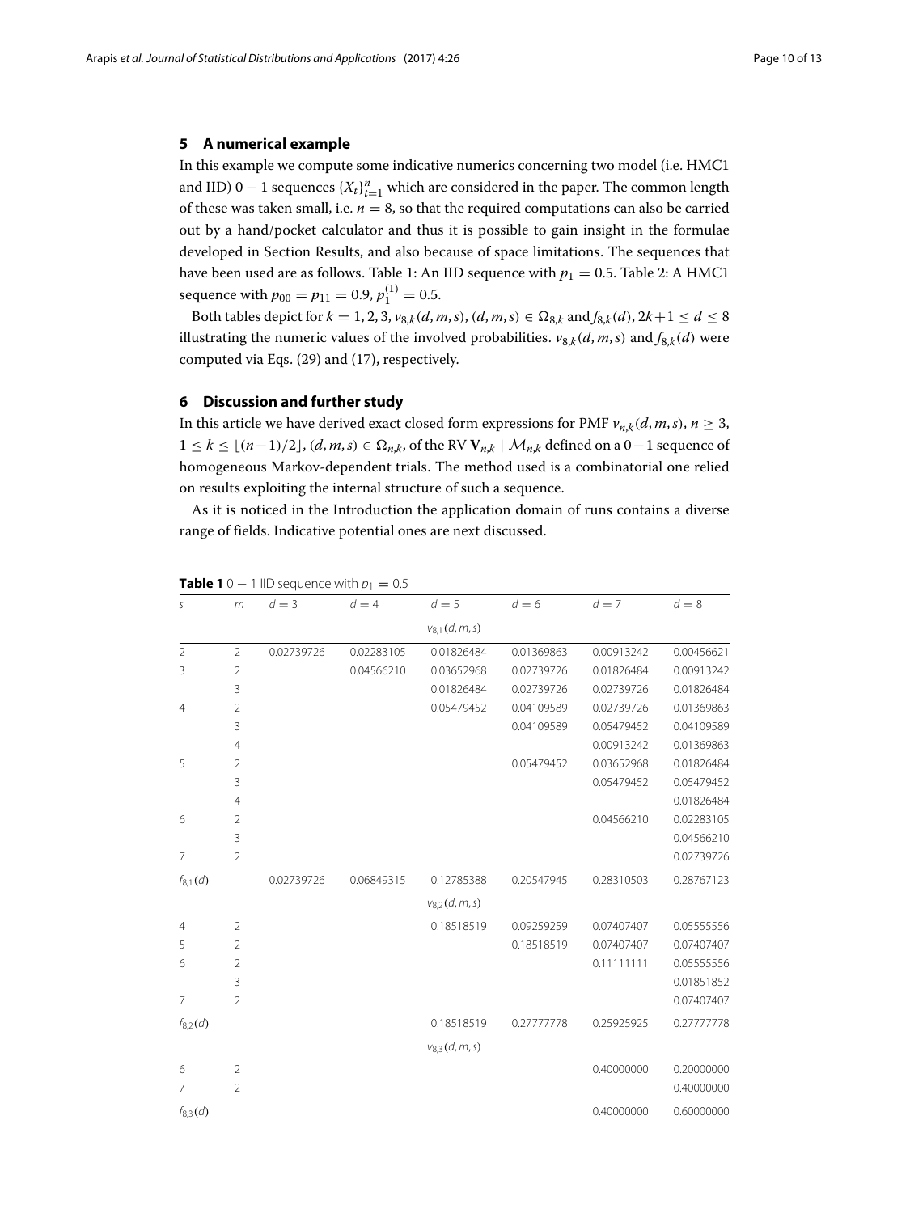## 5 A numerical example

In this example we compute some indicative numerics concerning two model (i.e. HMC1 and IID) $0-1$ sequences $\{X_t\}_{t=1}^{n}$ which are considered in the paper. The common length of these was taken small, i.e. $n=8$, so that the required computations can also be carried out by a hand/pocket calculator and thus it is possible to gain insight in the formulae developed in Section Results, and also because of space limitations. The sequences that have been used are as follows. Table 1: An IID sequence with $p_1 = 0.5$. Table 2: A HMC1 sequence with $p_{00} = p_{11} = 0.9, p_1^{(1)} = 0.5$.

Both tables depict for $k = 1, 2, 3$, $v_{8,k}(d, m, s)$, $(d, m, s) \in \Omega_{8,k}$ and $f_{8,k}(d)$, $2k+1 \le d \le 8$ illustrating the numeric values of the involved probabilities. $v_{8,k}(d, m, s)$ and $f_{8,k}(d)$ were computed via Eqs. (29) and (17), respectively.

## 6 Discussion and further study

In this article we have derived exact closed form expressions for PMF $v_{n,k}(d, m, s)$, $n \ge 3$, $1 \le k \le \lfloor (n-1)/2 \rfloor$, $(d, m, s) \in \Omega_{n,k}$, of the RV $\mathbf{V}_{n,k} \mid \mathcal{M}_{n,k}$ defined on a $0-1$ sequence of homogeneous Markov-dependent trials. The method used is a combinatorial one relied on results exploiting the internal structure of such a sequence.

As it is noticed in the Introduction the application domain of runs contains a diverse range of fields. Indicative potential ones are next discussed.

**Table 1** $0-1$ IID sequence with $p_1 = 0.5$

| $s$ | $m$ | $d=3$ | $d=4$ | $d=5$ | $d=6$ | $d=7$ | $d=8$ |
|---|---|---|---|---|---|---|---|
| | | | | $v_{8,1}(d,m,s)$ | | | |
| 2 | 2 | 0.02739726 | 0.02283105 | 0.01826484 | 0.01369863 | 0.00913242 | 0.00456621 |
| 3 | 2 | | 0.04566210 | 0.03652968 | 0.02739726 | 0.01826484 | 0.00913242 |
| | 3 | | | 0.01826484 | 0.02739726 | 0.02739726 | 0.01826484 |
| 4 | 2 | | | 0.05479452 | 0.04109589 | 0.02739726 | 0.01369863 |
| | 3 | | | | 0.04109589 | 0.05479452 | 0.04109589 |
| | 4 | | | | | 0.00913242 | 0.01369863 |
| 5 | 2 | | | | 0.05479452 | 0.03652968 | 0.01826484 |
| | 3 | | | | | 0.05479452 | 0.05479452 |
| | 4 | | | | | | 0.01826484 |
| 6 | 2 | | | | | 0.04566210 | 0.02283105 |
| | 3 | | | | | | 0.04566210 |
| 7 | 2 | | | | | | 0.02739726 |
| $f_{8,1}(d)$ | | 0.02739726 | 0.06849315 | 0.12785388 | 0.20547945 | 0.28310503 | 0.28767123 |
| | | | | $v_{8,2}(d,m,s)$ | | | |
| 4 | 2 | | | 0.18518519 | 0.09259259 | 0.07407407 | 0.05555556 |
| 5 | 2 | | | | 0.18518519 | 0.07407407 | 0.07407407 |
| 6 | 2 | | | | | 0.11111111 | 0.05555556 |
| | 3 | | | | | | 0.01851852 |
| 7 | 2 | | | | | | 0.07407407 |
| $f_{8,2}(d)$ | | | | 0.18518519 | 0.27777778 | 0.25925925 | 0.27777778 |
| | | | | $v_{8,3}(d,m,s)$ | | | |
| 6 | 2 | | | | | 0.40000000 | 0.20000000 |
| 7 | 2 | | | | | | 0.40000000 |
| $f_{8,3}(d)$ | | | | | | 0.40000000 | 0.60000000 |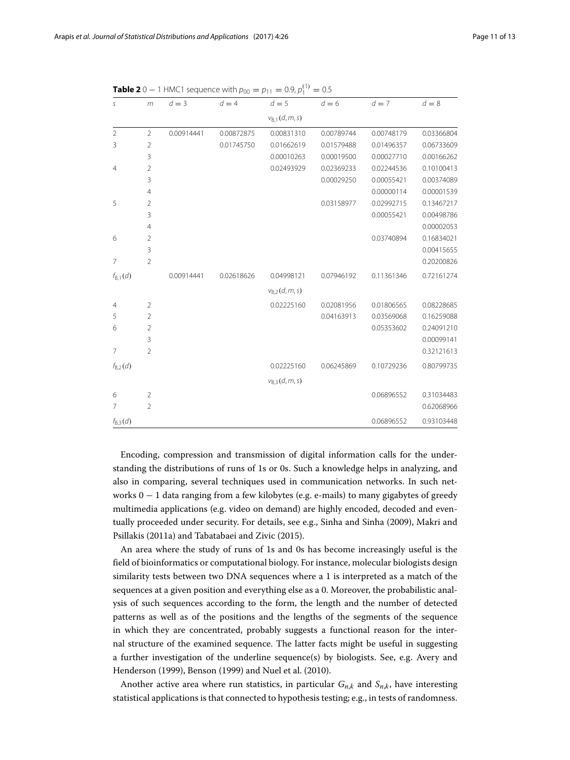**Table 2** $0-1$ HMC1 sequence with $p_{00} = p_{11} = 0.9, p_1^{(1)} = 0.5$

| $s$ | $m$ | $d=3$ | $d=4$ | $d=5$ | $d=6$ | $d=7$ | $d=8$ |
|---|---|---|---|---|---|---|---|
| | | | | $v_{8,1}(d,m,s)$ | | | |
| 2 | 2 | 0.00914441 | 0.00872875 | 0.00831310 | 0.00789744 | 0.00748179 | 0.03366804 |
| 3 | 2 | | 0.01745750 | 0.01662619 | 0.01579488 | 0.01496357 | 0.06733609 |
| | 3 | | | 0.00010263 | 0.00019500 | 0.00027710 | 0.00166262 |
| 4 | 2 | | | 0.02493929 | 0.02369233 | 0.02244536 | 0.10100413 |
| | 3 | | | | 0.00029250 | 0.00055421 | 0.00374089 |
| | 4 | | | | | 0.00000114 | 0.00001539 |
| 5 | 2 | | | | 0.03158977 | 0.02992715 | 0.13467217 |
| | 3 | | | | | 0.00055421 | 0.00498786 |
| | 4 | | | | | | 0.00002053 |
| 6 | 2 | | | | | 0.03740894 | 0.16834021 |
| | 3 | | | | | | 0.00415655 |
| 7 | 2 | | | | | | 0.20200826 |
| $f_{8,1}(d)$ | | 0.00914441 | 0.02618626 | 0.04998121 | 0.07946192 | 0.11361346 | 0.72161274 |
| | | | | $v_{8,2}(d,m,s)$ | | | |
| 4 | 2 | | | 0.02225160 | 0.02081956 | 0.01806565 | 0.08228685 |
| 5 | 2 | | | | 0.04163913 | 0.03569068 | 0.16259088 |
| 6 | 2 | | | | | 0.05353602 | 0.24091210 |
| | 3 | | | | | | 0.00099141 |
| 7 | 2 | | | | | | 0.32121613 |
| $f_{8,2}(d)$ | | | | 0.02225160 | 0.06245869 | 0.10729236 | 0.80799735 |
| | | | | $v_{8,3}(d,m,s)$ | | | |
| 6 | 2 | | | | | 0.06896552 | 0.31034483 |
| 7 | 2 | | | | | | 0.62068966 |
| $f_{8,3}(d)$ | | | | | | 0.06896552 | 0.93103448 |

Encoding, compression and transmission of digital information calls for the understanding the distributions of runs of 1s or 0s. Such a knowledge helps in analyzing, and also in comparing, several techniques used in communication networks. In such networks $0-1$ data ranging from a few kilobytes (e.g. e-mails) to many gigabytes of greedy multimedia applications (e.g. video on demand) are highly encoded, decoded and eventually proceeded under security. For details, see e.g., Sinha and Sinha (2009), Makri and Psillakis (2011a) and Tabatabaei and Zivic (2015).

An area where the study of runs of 1s and 0s has become increasingly useful is the field of bioinformatics or computational biology. For instance, molecular biologists design similarity tests between two DNA sequences where a 1 is interpreted as a match of the sequences at a given position and everything else as a 0. Moreover, the probabilistic analysis of such sequences according to the form, the length and the number of detected patterns as well as of the positions and the lengths of the segments of the sequence in which they are concentrated, probably suggests a functional reason for the internal structure of the examined sequence. The latter facts might be useful in suggesting a further investigation of the underline sequence(s) by biologists. See, e.g. Avery and Henderson (1999), Benson (1999) and Nuel et al. (2010).

Another active area where run statistics, in particular $G_{n,k}$ and $S_{n,k}$, have interesting statistical applications is that connected to hypothesis testing; e.g., in tests of randomness.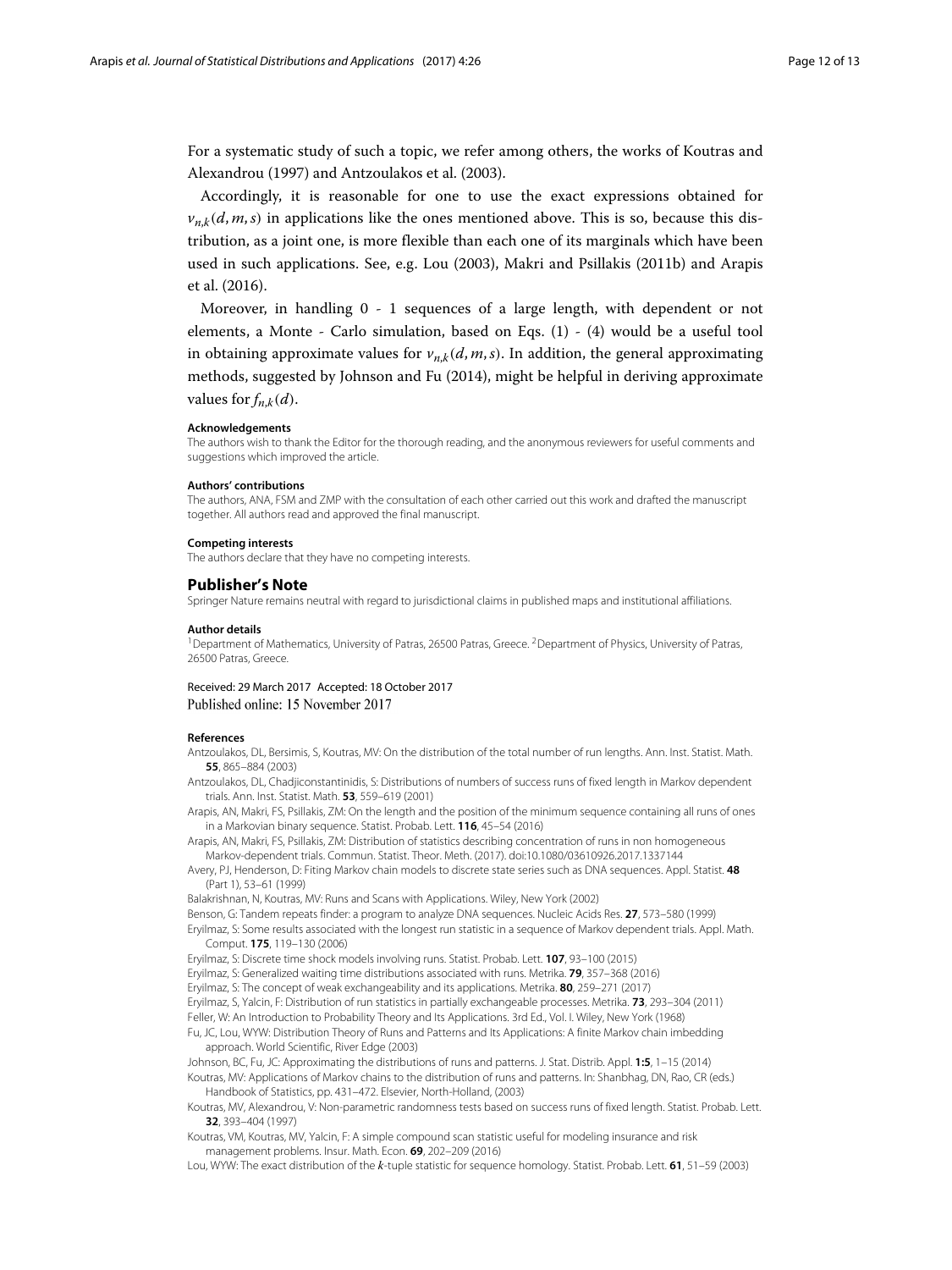For a systematic study of such a topic, we refer among others, the works of Koutras and Alexandrou (1997) and Antzoulakos et al. (2003).

Accordingly, it is reasonable for one to use the exact expressions obtained for $v_{n,k}(d, m, s)$ in applications like the ones mentioned above. This is so, because this distribution, as a joint one, is more flexible than each one of its marginals which have been used in such applications. See, e.g. Lou (2003), Makri and Psillakis (2011b) and Arapis et al. (2016).

Moreover, in handling 0 - 1 sequences of a large length, with dependent or not elements, a Monte - Carlo simulation, based on Eqs. (1) - (4) would be a useful tool in obtaining approximate values for $v_{n,k}(d, m, s)$. In addition, the general approximating methods, suggested by Johnson and Fu (2014), might be helpful in deriving approximate values for $f_{n,k}(d)$.

#### Acknowledgements

The authors wish to thank the Editor for the thorough reading, and the anonymous reviewers for useful comments and suggestions which improved the article.

#### Authors' contributions

The authors, ANA, FSM and ZMP with the consultation of each other carried out this work and drafted the manuscript together. All authors read and approved the final manuscript.

#### Competing interests

The authors declare that they have no competing interests.

### Publisher's Note

Springer Nature remains neutral with regard to jurisdictional claims in published maps and institutional affiliations.

#### Author details

[1]Department of Mathematics, University of Patras, 26500 Patras, Greece. [2]Department of Physics, University of Patras, 26500 Patras, Greece.

Received: 29 March 2017 Accepted: 18 October 2017
Published online: 15 November 2017

#### References

Antzoulakos, DL, Bersimis, S, Koutras, MV: On the distribution of the total number of run lengths. Ann. Inst. Statist. Math. **55**, 865–884 (2003)

Antzoulakos, DL, Chadjiconstantinidis, S: Distributions of numbers of success runs of fixed length in Markov dependent trials. Ann. Inst. Statist. Math. **53**, 559–619 (2001)

Arapis, AN, Makri, FS, Psillakis, ZM: On the length and the position of the minimum sequence containing all runs of ones in a Markovian binary sequence. Statist. Probab. Lett. **116**, 45–54 (2016)

Arapis, AN, Makri, FS, Psillakis, ZM: Distribution of statistics describing concentration of runs in non homogeneous Markov-dependent trials. Commun. Statist. Theor. Meth. (2017). doi:10.1080/03610926.2017.1337144

Avery, PJ, Henderson, D: Fiting Markov chain models to discrete state series such as DNA sequences. Appl. Statist. **48** (Part 1), 53–61 (1999)

Balakrishnan, N, Koutras, MV: Runs and Scans with Applications. Wiley, New York (2002)

Benson, G: Tandem repeats finder: a program to analyze DNA sequences. Nucleic Acids Res. **27**, 573–580 (1999)

Eryilmaz, S: Some results associated with the longest run statistic in a sequence of Markov dependent trials. Appl. Math. Comput. **175**, 119–130 (2006)

Eryilmaz, S: Discrete time shock models involving runs. Statist. Probab. Lett. **107**, 93–100 (2015)

Eryilmaz, S: Generalized waiting time distributions associated with runs. Metrika. **79**, 357–368 (2016)

Eryilmaz, S: The concept of weak exchangeability and its applications. Metrika. **80**, 259–271 (2017)

Eryilmaz, S, Yalcin, F: Distribution of run statistics in partially exchangeable processes. Metrika. **73**, 293–304 (2011)

Feller, W: An Introduction to Probability Theory and Its Applications. 3rd Ed., Vol. I. Wiley, New York (1968)

Fu, JC, Lou, WYW: Distribution Theory of Runs and Patterns and Its Applications: A finite Markov chain imbedding approach. World Scientific, River Edge (2003)

Johnson, BC, Fu, JC: Approximating the distributions of runs and patterns. J. Stat. Distrib. Appl. **1:5**, 1–15 (2014)

Koutras, MV: Applications of Markov chains to the distribution of runs and patterns. In: Shanbhag, DN, Rao, CR (eds.) Handbook of Statistics, pp. 431–472. Elsevier, North-Holland, (2003)

Koutras, MV, Alexandrou, V: Non-parametric randomness tests based on success runs of fixed length. Statist. Probab. Lett. **32**, 393–404 (1997)

Koutras, VM, Koutras, MV, Yalcin, F: A simple compound scan statistic useful for modeling insurance and risk management problems. Insur. Math. Econ. **69**, 202–209 (2016)

Lou, WYW: The exact distribution of the *k*-tuple statistic for sequence homology. Statist. Probab. Lett. **61**, 51–59 (2003)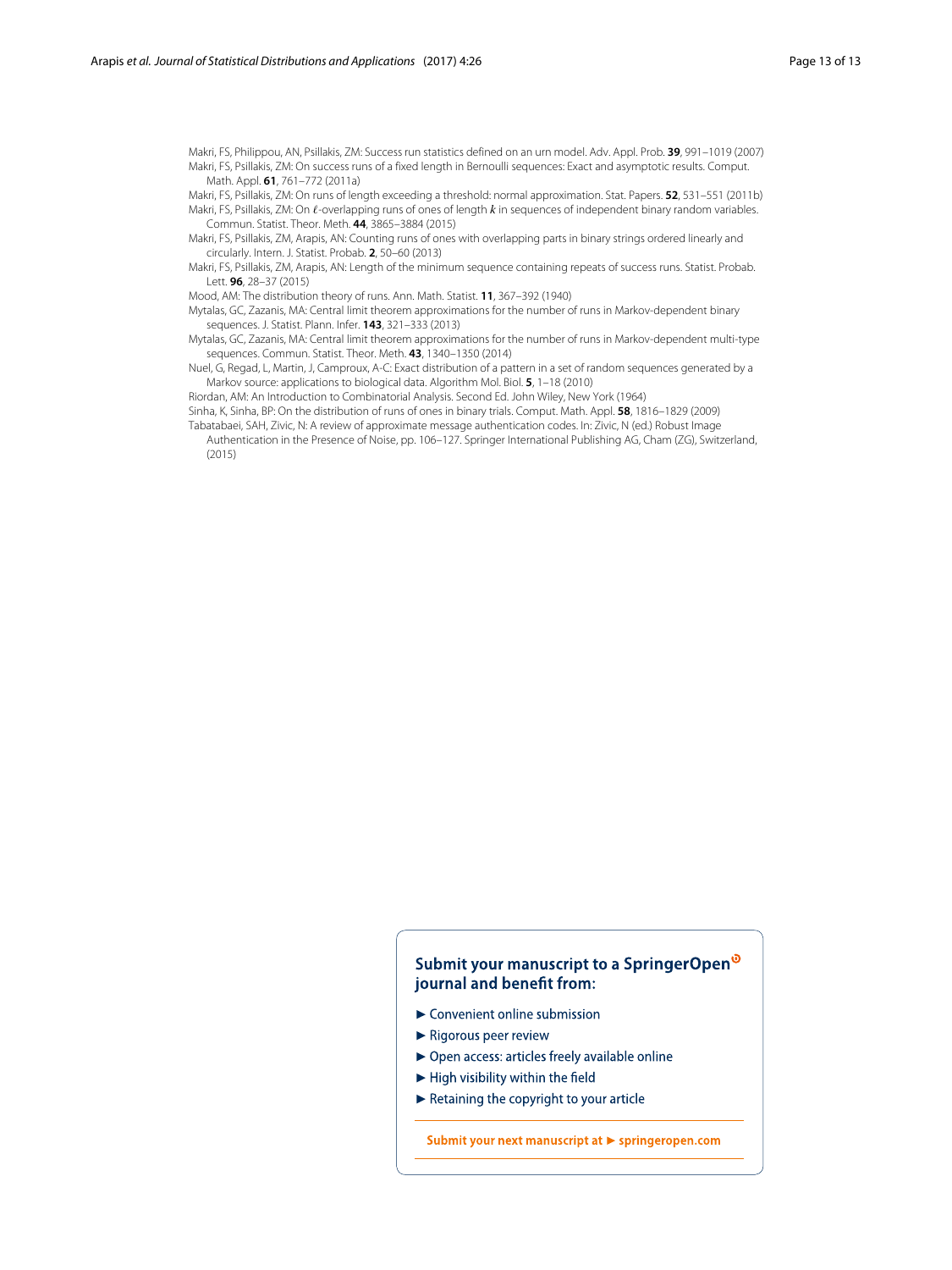Makri, FS, Philippou, AN, Psillakis, ZM: Success run statistics defined on an urn model. Adv. Appl. Prob. **39**, 991–1019 (2007)

Makri, FS, Psillakis, ZM: On success runs of a fixed length in Bernoulli sequences: Exact and asymptotic results. Comput. Math. Appl. **61**, 761–772 (2011a)

Makri, FS, Psillakis, ZM: On runs of length exceeding a threshold: normal approximation. Stat. Papers. **52**, 531–551 (2011b)

Makri, FS, Psillakis, ZM: On $\ell$-overlapping runs of ones of length $k$ in sequences of independent binary random variables. Commun. Statist. Theor. Meth. **44**, 3865–3884 (2015)

Makri, FS, Psillakis, ZM, Arapis, AN: Counting runs of ones with overlapping parts in binary strings ordered linearly and circularly. Intern. J. Statist. Probab. **2**, 50–60 (2013)

Makri, FS, Psillakis, ZM, Arapis, AN: Length of the minimum sequence containing repeats of success runs. Statist. Probab. Lett. **96**, 28–37 (2015)

Mood, AM: The distribution theory of runs. Ann. Math. Statist. **11**, 367–392 (1940)

Mytalas, GC, Zazanis, MA: Central limit theorem approximations for the number of runs in Markov-dependent binary sequences. J. Statist. Plann. Infer. **143**, 321–333 (2013)

Mytalas, GC, Zazanis, MA: Central limit theorem approximations for the number of runs in Markov-dependent multi-type sequences. Commun. Statist. Theor. Meth. **43**, 1340–1350 (2014)

Nuel, G, Regad, L, Martin, J, Camproux, A-C: Exact distribution of a pattern in a set of random sequences generated by a Markov source: applications to biological data. Algorithm Mol. Biol. **5**, 1–18 (2010)

Riordan, AM: An Introduction to Combinatorial Analysis. Second Ed. John Wiley, New York (1964)

Sinha, K, Sinha, BP: On the distribution of runs of ones in binary trials. Comput. Math. Appl. **58**, 1816–1829 (2009)

Tabatabaei, SAH, Zivic, N: A review of approximate message authentication codes. In: Zivic, N (ed.) Robust Image Authentication in the Presence of Noise, pp. 106–127. Springer International Publishing AG, Cham (ZG), Switzerland, (2015)

**Submit your manuscript to a SpringerOpen journal and benefit from:**

- ► Convenient online submission
- ► Rigorous peer review
- ► Open access: articles freely available online
- ► High visibility within the field
- ► Retaining the copyright to your article

**Submit your next manuscript at ► springeropen.com**